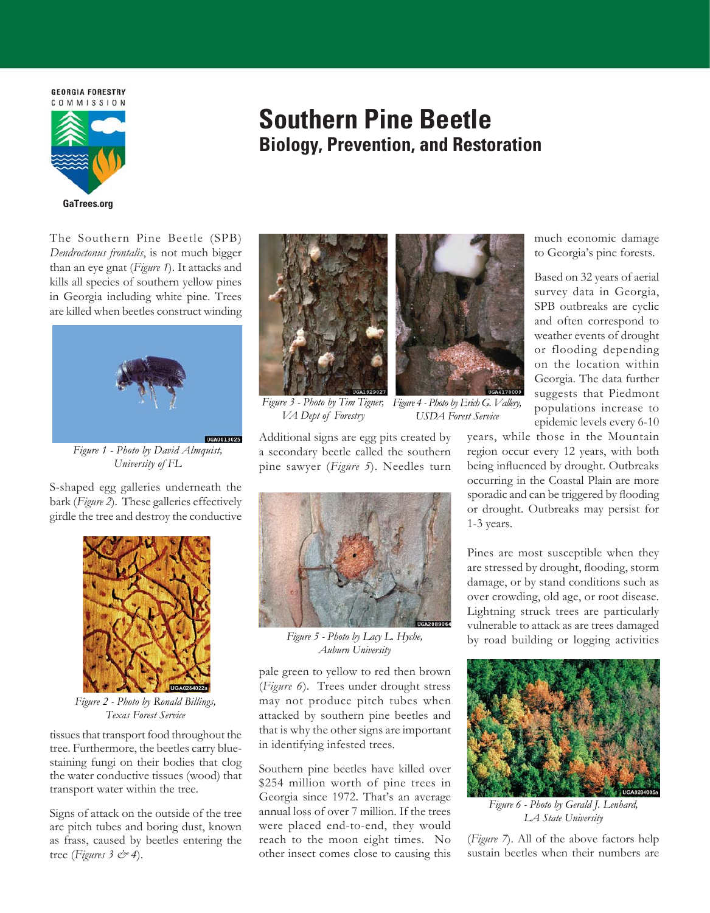GEORGIA FORESTRY COMMISSION

GaTrees.org

# Southern Pine Beetle

## Biology, Prevention, and Restoration

The Southern Pine Beetle (SPB) *Dendroctonus frontalis*, is not much bigger than an eye gnat (*Figure 1*). It attacks and kills all species of southern yellow pines in Georgia including white pine. Trees are killed when beetles construct winding S-shaped egg galleries underneath the bark (*Figure 2*). These galleries effectively girdle the tree and destroy the conductive tissues that transport food throughout the tree. Furthermore, the beetles carry blue-staining fungi on their bodies that clog the water conductive tissues (wood) that transport water within the tree.

*Figure 1 - Photo by David Almquist, University of FL*

*Figure 2 - Photo by Ronald Billings, Texas Forest Service*

Signs of attack on the outside of the tree are pitch tubes and boring dust, known as frass, caused by beetles entering the tree (*Figures 3 & 4*).

*Figure 3 - Photo by Tim Tigner, VA Dept of Forestry*

*Figure 4 - Photo by Erich G. Vallery, USDA Forest Service*

Additional signs are egg pits created by a secondary beetle called the southern pine sawyer (*Figure 5*). Needles turn pale green to yellow to red then brown (*Figure 6*). Trees under drought stress may not produce pitch tubes when attacked by southern pine beetles and that is why the other signs are important in identifying infested trees.

*Figure 5 - Photo by Lacy L. Hyche, Auburn University*

Southern pine beetles have killed over $254 million worth of pine trees in Georgia since 1972. That's an average annual loss of over 7 million. If the trees were placed end-to-end, they would reach to the moon eight times. No other insect comes close to causing this much economic damage to Georgia's pine forests.

Based on 32 years of aerial survey data in Georgia, SPB outbreaks are cyclic and often correspond to weather events of drought or flooding depending on the location within Georgia. The data further suggests that Piedmont populations increase to epidemic levels every 6-10 years, while those in the Mountain region occur every 12 years, with both being influenced by drought. Outbreaks occurring in the Coastal Plain are more sporadic and can be triggered by flooding or drought. Outbreaks may persist for 1-3 years.

Pines are most susceptible when they are stressed by drought, flooding, storm damage, or by stand conditions such as over crowding, old age, or root disease. Lightning struck trees are particularly vulnerable to attack as are trees damaged by road building or logging activities (*Figure 7*). All of the above factors help sustain beetles when their numbers are

*Figure 6 - Photo by Gerald J. Lenhard, LA State University*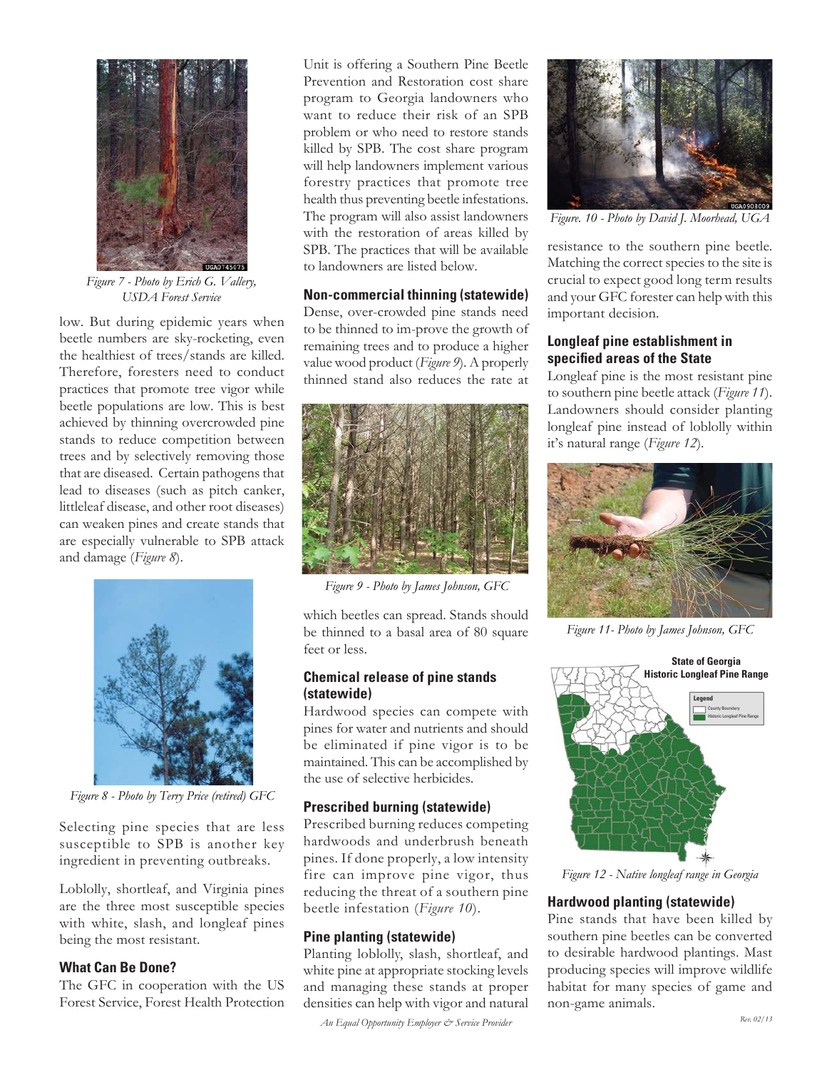*Figure 7 - Photo by Erich G. Vallery, USDA Forest Service*

low. But during epidemic years when beetle numbers are sky-rocketing, even the healthiest of trees/stands are killed. Therefore, foresters need to conduct practices that promote tree vigor while beetle populations are low. This is best achieved by thinning overcrowded pine stands to reduce competition between trees and by selectively removing those that are diseased. Certain pathogens that lead to diseases (such as pitch canker, littleleaf disease, and other root diseases) can weaken pines and create stands that are especially vulnerable to SPB attack and damage (*Figure 8*).

*Figure 8 - Photo by Terry Price (retired) GFC*

Selecting pine species that are less susceptible to SPB is another key ingredient in preventing outbreaks.

Loblolly, shortleaf, and Virginia pines are the three most susceptible species with white, slash, and longleaf pines being the most resistant.

### What Can Be Done?

The GFC in cooperation with the US Forest Service, Forest Health Protection Unit is offering a Southern Pine Beetle Prevention and Restoration cost share program to Georgia landowners who want to reduce their risk of an SPB problem or who need to restore stands killed by SPB. The cost share program will help landowners implement various forestry practices that promote tree health thus preventing beetle infestations. The program will also assist landowners with the restoration of areas killed by SPB. The practices that will be available to landowners are listed below.

### Non-commercial thinning (statewide)

Dense, over-crowded pine stands need to be thinned to im-prove the growth of remaining trees and to produce a higher value wood product (*Figure 9*). A properly thinned stand also reduces the rate at which beetles can spread. Stands should be thinned to a basal area of 80 square feet or less.

*Figure 9 - Photo by James Johnson, GFC*

### Chemical release of pine stands (statewide)

Hardwood species can compete with pines for water and nutrients and should be eliminated if pine vigor is to be maintained. This can be accomplished by the use of selective herbicides.

### Prescribed burning (statewide)

Prescribed burning reduces competing hardwoods and underbrush beneath pines. If done properly, a low intensity fire can improve pine vigor, thus reducing the threat of a southern pine beetle infestation (*Figure 10*).

*Figure. 10 - Photo by David J. Moorhead, UGA*

### Pine planting (statewide)

Planting loblolly, slash, shortleaf, and white pine at appropriate stocking levels and managing these stands at proper densities can help with vigor and natural resistance to the southern pine beetle. Matching the correct species to the site is crucial to expect good long term results and your GFC forester can help with this important decision.

### Longleaf pine establishment in specified areas of the State

Longleaf pine is the most resistant pine to southern pine beetle attack (*Figure 11*). Landowners should consider planting longleaf pine instead of loblolly within it's natural range (*Figure 12*).

*Figure 11- Photo by James Johnson, GFC*

State of Georgia
Historic Longleaf Pine Range
Legend
County Boundary
Historic Longleaf Pine Range

*Figure 12 - Native longleaf range in Georgia*

### Hardwood planting (statewide)

Pine stands that have been killed by southern pine beetles can be converted to desirable hardwood plantings. Mast producing species will improve wildlife habitat for many species of game and non-game animals.

*An Equal Opportunity Employer & Service Provider*

*Rev. 02/13*